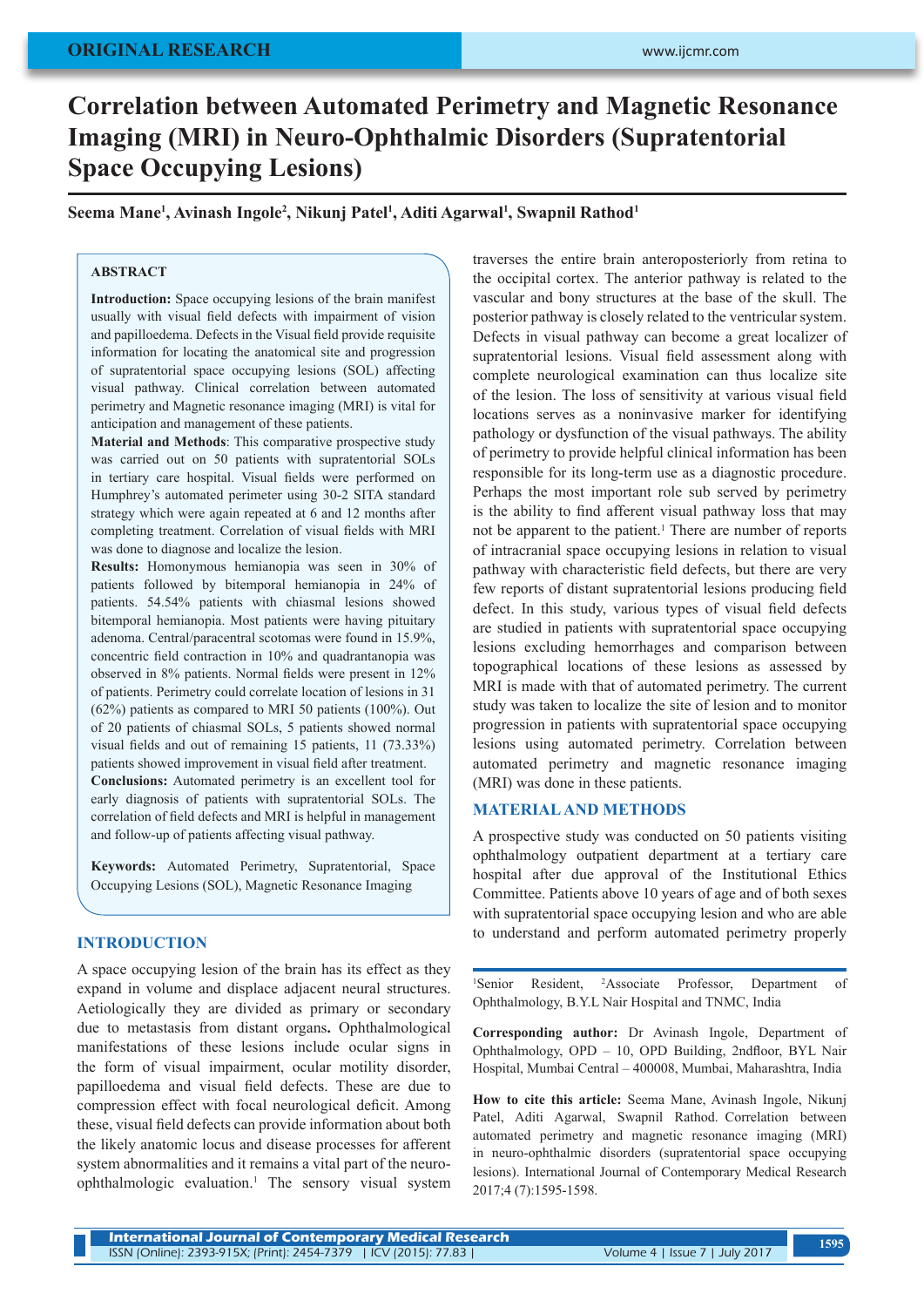ORIGINAL RESEARCH

# Correlation between Automated Perimetry and Magnetic Resonance Imaging (MRI) in Neuro-Ophthalmic Disorders (Supratentorial Space Occupying Lesions)

**Seema Mane[1], Avinash Ingole[2], Nikunj Patel[1], Aditi Agarwal[1], Swapnil Rathod[1]**

## ABSTRACT

**Introduction:** Space occupying lesions of the brain manifest usually with visual field defects with impairment of vision and papilloedema. Defects in the Visual field provide requisite information for locating the anatomical site and progression of supratentorial space occupying lesions (SOL) affecting visual pathway. Clinical correlation between automated perimetry and Magnetic resonance imaging (MRI) is vital for anticipation and management of these patients.

**Material and Methods**: This comparative prospective study was carried out on 50 patients with supratentorial SOLs in tertiary care hospital. Visual fields were performed on Humphrey's automated perimeter using 30-2 SITA standard strategy which were again repeated at 6 and 12 months after completing treatment. Correlation of visual fields with MRI was done to diagnose and localize the lesion.

**Results:** Homonymous hemianopia was seen in 30% of patients followed by bitemporal hemianopia in 24% of patients. 54.54% patients with chiasmal lesions showed bitemporal hemianopia. Most patients were having pituitary adenoma. Central/paracentral scotomas were found in 15.9%, concentric field contraction in 10% and quadrantanopia was observed in 8% patients. Normal fields were present in 12% of patients. Perimetry could correlate location of lesions in 31 (62%) patients as compared to MRI 50 patients (100%). Out of 20 patients of chiasmal SOLs, 5 patients showed normal visual fields and out of remaining 15 patients, 11 (73.33%) patients showed improvement in visual field after treatment.

**Conclusions:** Automated perimetry is an excellent tool for early diagnosis of patients with supratentorial SOLs. The correlation of field defects and MRI is helpful in management and follow-up of patients affecting visual pathway.

**Keywords:** Automated Perimetry, Supratentorial, Space Occupying Lesions (SOL), Magnetic Resonance Imaging

## INTRODUCTION

A space occupying lesion of the brain has its effect as they expand in volume and displace adjacent neural structures. Aetiologically they are divided as primary or secondary due to metastasis from distant organs**.** Ophthalmological manifestations of these lesions include ocular signs in the form of visual impairment, ocular motility disorder, papilloedema and visual field defects. These are due to compression effect with focal neurological deficit. Among these, visual field defects can provide information about both the likely anatomic locus and disease processes for afferent system abnormalities and it remains a vital part of the neuro-ophthalmologic evaluation.[1] The sensory visual system traverses the entire brain anteroposteriorly from retina to the occipital cortex. The anterior pathway is related to the vascular and bony structures at the base of the skull. The posterior pathway is closely related to the ventricular system. Defects in visual pathway can become a great localizer of supratentorial lesions. Visual field assessment along with complete neurological examination can thus localize site of the lesion. The loss of sensitivity at various visual field locations serves as a noninvasive marker for identifying pathology or dysfunction of the visual pathways. The ability of perimetry to provide helpful clinical information has been responsible for its long-term use as a diagnostic procedure. Perhaps the most important role sub served by perimetry is the ability to find afferent visual pathway loss that may not be apparent to the patient.[1] There are number of reports of intracranial space occupying lesions in relation to visual pathway with characteristic field defects, but there are very few reports of distant supratentorial lesions producing field defect. In this study, various types of visual field defects are studied in patients with supratentorial space occupying lesions excluding hemorrhages and comparison between topographical locations of these lesions as assessed by MRI is made with that of automated perimetry. The current study was taken to localize the site of lesion and to monitor progression in patients with supratentorial space occupying lesions using automated perimetry. Correlation between automated perimetry and magnetic resonance imaging (MRI) was done in these patients.

## MATERIAL AND METHODS

A prospective study was conducted on 50 patients visiting ophthalmology outpatient department at a tertiary care hospital after due approval of the Institutional Ethics Committee. Patients above 10 years of age and of both sexes with supratentorial space occupying lesion and who are able to understand and perform automated perimetry properly

---

[1]Senior Resident, [2]Associate Professor, Department of Ophthalmology, B.Y.L Nair Hospital and TNMC, India

**Corresponding author:** Dr Avinash Ingole, Department of Ophthalmology, OPD – 10, OPD Building, 2ndfloor, BYL Nair Hospital, Mumbai Central – 400008, Mumbai, Maharashtra, India

**How to cite this article:** Seema Mane, Avinash Ingole, Nikunj Patel, Aditi Agarwal, Swapnil Rathod. Correlation between automated perimetry and magnetic resonance imaging (MRI) in neuro-ophthalmic disorders (supratentorial space occupying lesions). International Journal of Contemporary Medical Research 2017;4 (7):1595-1598.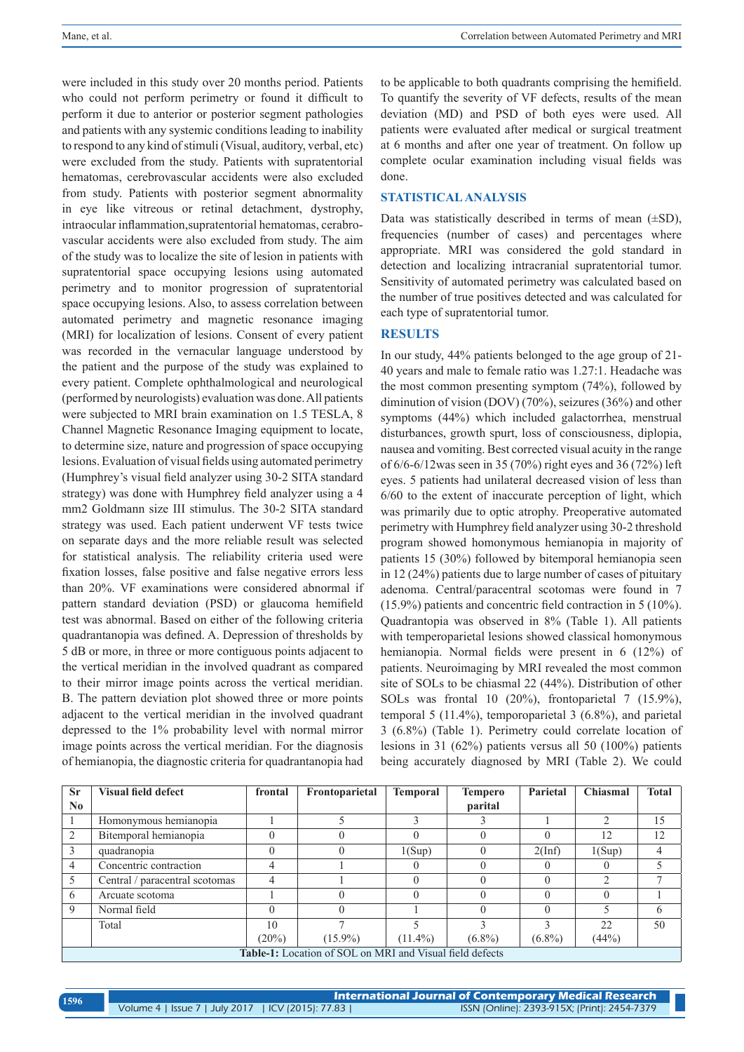were included in this study over 20 months period. Patients who could not perform perimetry or found it difficult to perform it due to anterior or posterior segment pathologies and patients with any systemic conditions leading to inability to respond to any kind of stimuli (Visual, auditory, verbal, etc) were excluded from the study. Patients with supratentorial hematomas, cerebrovascular accidents were also excluded from study. Patients with posterior segment abnormality in eye like vitreous or retinal detachment, dystrophy, intraocular inflammation,supratentorial hematomas, cerabro-vascular accidents were also excluded from study. The aim of the study was to localize the site of lesion in patients with supratentorial space occupying lesions using automated perimetry and to monitor progression of supratentorial space occupying lesions. Also, to assess correlation between automated perimetry and magnetic resonance imaging (MRI) for localization of lesions. Consent of every patient was recorded in the vernacular language understood by the patient and the purpose of the study was explained to every patient. Complete ophthalmological and neurological (performed by neurologists) evaluation was done. All patients were subjected to MRI brain examination on 1.5 TESLA, 8 Channel Magnetic Resonance Imaging equipment to locate, to determine size, nature and progression of space occupying lesions. Evaluation of visual fields using automated perimetry (Humphrey's visual field analyzer using 30-2 SITA standard strategy) was done with Humphrey field analyzer using a 4 mm2 Goldmann size III stimulus. The 30-2 SITA standard strategy was used. Each patient underwent VF tests twice on separate days and the more reliable result was selected for statistical analysis. The reliability criteria used were fixation losses, false positive and false negative errors less than 20%. VF examinations were considered abnormal if pattern standard deviation (PSD) or glaucoma hemifield test was abnormal. Based on either of the following criteria quadrantanopia was defined. A. Depression of thresholds by 5 dB or more, in three or more contiguous points adjacent to the vertical meridian in the involved quadrant as compared to their mirror image points across the vertical meridian. B. The pattern deviation plot showed three or more points adjacent to the vertical meridian in the involved quadrant depressed to the 1% probability level with normal mirror image points across the vertical meridian. For the diagnosis of hemianopia, the diagnostic criteria for quadrantanopia had to be applicable to both quadrants comprising the hemifield. To quantify the severity of VF defects, results of the mean deviation (MD) and PSD of both eyes were used. All patients were evaluated after medical or surgical treatment at 6 months and after one year of treatment. On follow up complete ocular examination including visual fields was done.

## STATISTICAL ANALYSIS

Data was statistically described in terms of mean (±SD), frequencies (number of cases) and percentages where appropriate. MRI was considered the gold standard in detection and localizing intracranial supratentorial tumor. Sensitivity of automated perimetry was calculated based on the number of true positives detected and was calculated for each type of supratentorial tumor.

## RESULTS

In our study, 44% patients belonged to the age group of 21-40 years and male to female ratio was 1.27:1. Headache was the most common presenting symptom (74%), followed by diminution of vision (DOV) (70%), seizures (36%) and other symptoms (44%) which included galactorrhea, menstrual disturbances, growth spurt, loss of consciousness, diplopia, nausea and vomiting. Best corrected visual acuity in the range of 6/6-6/12was seen in 35 (70%) right eyes and 36 (72%) left eyes. 5 patients had unilateral decreased vision of less than 6/60 to the extent of inaccurate perception of light, which was primarily due to optic atrophy. Preoperative automated perimetry with Humphrey field analyzer using 30-2 threshold program showed homonymous hemianopia in majority of patients 15 (30%) followed by bitemporal hemianopia seen in 12 (24%) patients due to large number of cases of pituitary adenoma. Central/paracentral scotomas were found in 7 (15.9%) patients and concentric field contraction in 5 (10%). Quadrantopia was observed in 8% (Table 1). All patients with temperoparietal lesions showed classical homonymous hemianopia. Normal fields were present in 6 (12%) of patients. Neuroimaging by MRI revealed the most common site of SOLs to be chiasmal 22 (44%). Distribution of other SOLs was frontal 10 (20%), frontoparietal 7 (15.9%), temporal 5 (11.4%), temporoparietal 3 (6.8%), and parietal 3 (6.8%) (Table 1). Perimetry could correlate location of lesions in 31 (62%) patients versus all 50 (100%) patients being accurately diagnosed by MRI (Table 2). We could

| Sr No | Visual field defect | frontal | Frontoparietal | Temporal | Tempero parital | Parietal | Chiasmal | Total |
|---|---|---|---|---|---|---|---|---|
| 1 | Homonymous hemianopia | 1 | 5 | 3 | 3 | 1 | 2 | 15 |
| 2 | Bitemporal hemianopia | 0 | 0 | 0 | 0 | 0 | 12 | 12 |
| 3 | quadranopia | 0 | 0 | 1(Sup) | 0 | 2(Inf) | 1(Sup) | 4 |
| 4 | Concentric contraction | 4 | 1 | 0 | 0 | 0 | 0 | 5 |
| 5 | Central / paracentral scotomas | 4 | 1 | 0 | 0 | 0 | 2 | 7 |
| 6 | Arcuate scotoma | 1 | 0 | 0 | 0 | 0 | 0 | 1 |
| 9 | Normal field | 0 | 0 | 1 | 0 | 0 | 5 | 6 |
| | Total | 10 (20%) | 7 (15.9%) | 5 (11.4%) | 3 (6.8%) | 3 (6.8%) | 22 (44%) | 50 |

**Table-1:** Location of SOL on MRI and Visual field defects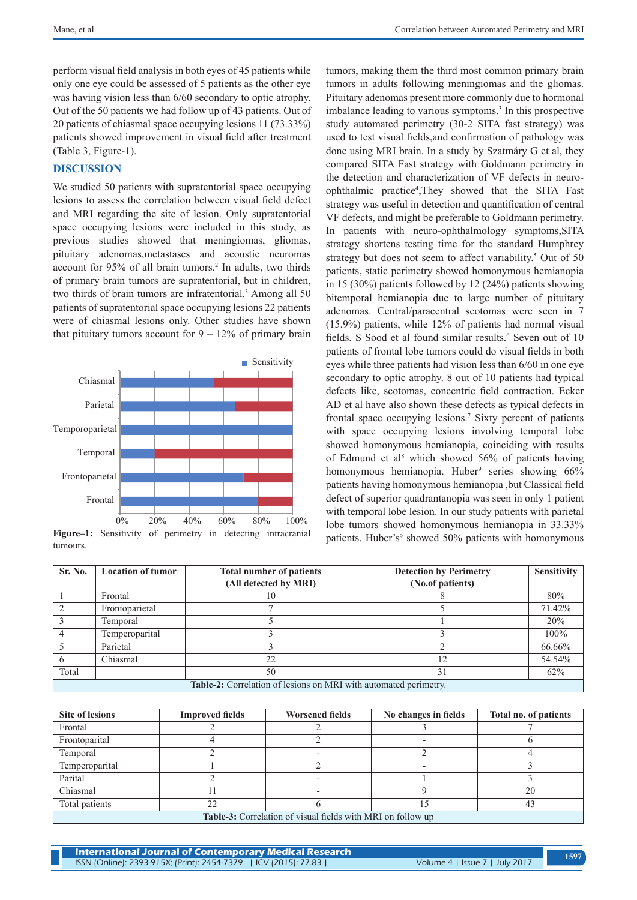perform visual field analysis in both eyes of 45 patients while only one eye could be assessed of 5 patients as the other eye was having vision less than 6/60 secondary to optic atrophy. Out of the 50 patients we had follow up of 43 patients. Out of 20 patients of chiasmal space occupying lesions 11 (73.33%) patients showed improvement in visual field after treatment (Table 3, Figure-1).

## DISCUSSION

We studied 50 patients with supratentorial space occupying lesions to assess the correlation between visual field defect and MRI regarding the site of lesion. Only supratentorial space occupying lesions were included in this study, as previous studies showed that meningiomas, gliomas, pituitary adenomas,metastases and acoustic neuromas account for 95% of all brain tumors.[2] In adults, two thirds of primary brain tumors are supratentorial, but in children, two thirds of brain tumors are infratentorial.[3] Among all 50 patients of supratentorial space occupying lesions 22 patients were of chiasmal lesions only. Other studies have shown that pituitary tumors account for 9 – 12% of primary brain tumors, making them the third most common primary brain tumors in adults following meningiomas and the gliomas. Pituitary adenomas present more commonly due to hormonal imbalance leading to various symptoms.[3] In this prospective study automated perimetry (30-2 SITA fast strategy) was used to test visual fields,and confirmation of pathology was done using MRI brain. In a study by Szatmáry G et al, they compared SITA Fast strategy with Goldmann perimetry in the detection and characterization of VF defects in neuro-ophthalmic practice[4],They showed that the SITA Fast strategy was useful in detection and quantification of central VF defects, and might be preferable to Goldmann perimetry. In patients with neuro-ophthalmology symptoms,SITA strategy shortens testing time for the standard Humphrey strategy but does not seem to affect variability.[5] Out of 50 patients, static perimetry showed homonymous hemianopia in 15 (30%) patients followed by 12 (24%) patients showing bitemporal hemianopia due to large number of pituitary adenomas. Central/paracentral scotomas were seen in 7 (15.9%) patients, while 12% of patients had normal visual fields. S Sood et al found similar results.[6] Seven out of 10 patients of frontal lobe tumors could do visual fields in both eyes while three patients had vision less than 6/60 in one eye secondary to optic atrophy. 8 out of 10 patients had typical defects like, scotomas, concentric field contraction. Ecker AD et al have also shown these defects as typical defects in frontal space occupying lesions.[7] Sixty percent of patients with space occupying lesions involving temporal lobe showed homonymous hemianopia, coinciding with results of Edmund et al[8] which showed 56% of patients having homonymous hemianopia. Huber[9] series showing 66% patients having homonymous hemianopia ,but Classical field defect of superior quadrantanopia was seen in only 1 patient with temporal lobe lesion. In our study patients with parietal lobe tumors showed homonymous hemianopia in 33.33% patients. Huber's[9] showed 50% patients with homonymous

**Figure–1:** Sensitivity of perimetry in detecting intracranial tumours.

| Sr. No. | Location of tumor | Total number of patients (All detected by MRI) | Detection by Perimetry (No.of patients) | Sensitivity |
|---|---|---|---|---|
| 1 | Frontal | 10 | 8 | 80% |
| 2 | Frontoparietal | 7 | 5 | 71.42% |
| 3 | Temporal | 5 | 1 | 20% |
| 4 | Temperoparital | 3 | 3 | 100% |
| 5 | Parietal | 3 | 2 | 66.66% |
| 6 | Chiasmal | 22 | 12 | 54.54% |
| Total | | 50 | 31 | 62% |

**Table-2:** Correlation of lesions on MRI with automated perimetry.

| Site of lesions | Improved fields | Worsened fields | No changes in fields | Total no. of patients |
|---|---|---|---|---|
| Frontal | 2 | 2 | 3 | 7 |
| Frontoparital | 4 | 2 | - | 6 |
| Temporal | 2 | - | 2 | 4 |
| Temperoparital | 1 | 2 | - | 3 |
| Parital | 2 | - | 1 | 3 |
| Chiasmal | 11 | - | 9 | 20 |
| Total patients | 22 | 6 | 15 | 43 |

**Table-3:** Correlation of visual fields with MRI on follow up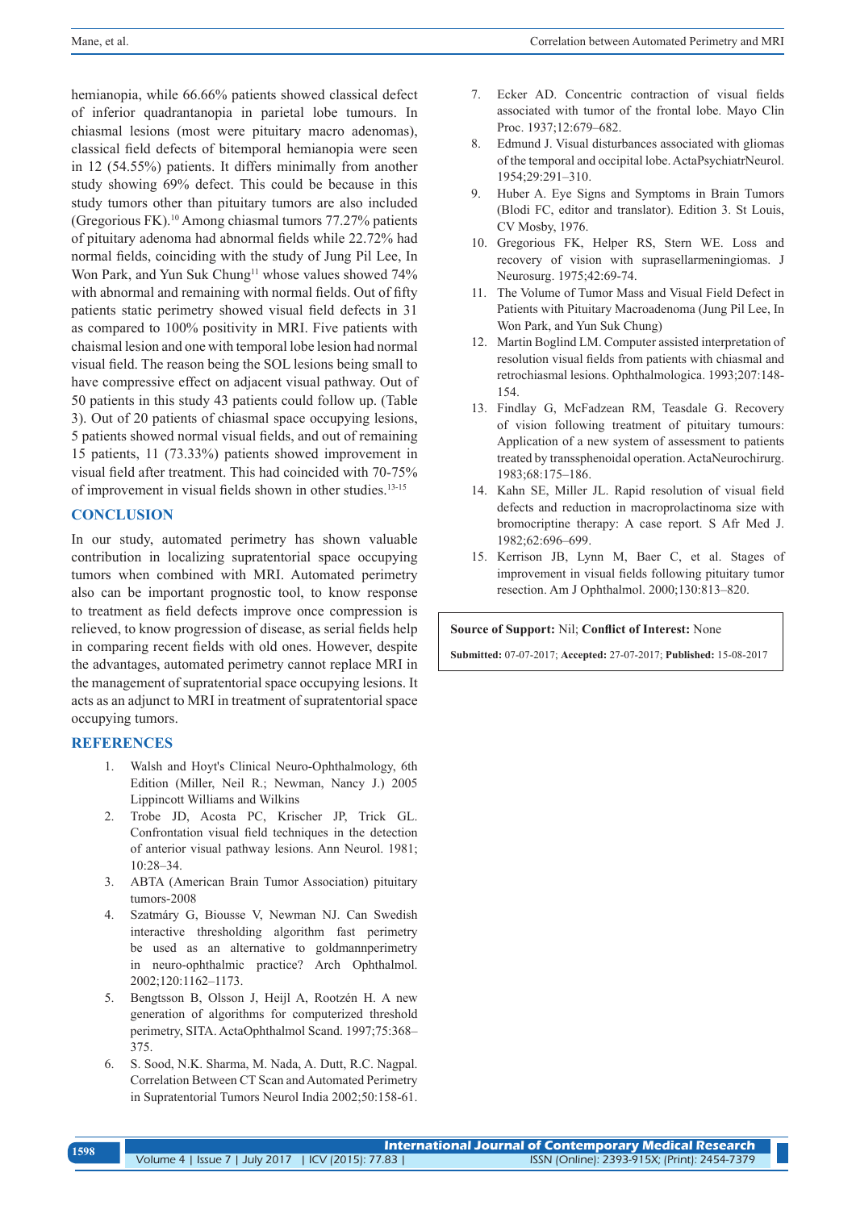hemianopia, while 66.66% patients showed classical defect of inferior quadrantanopia in parietal lobe tumours. In chiasmal lesions (most were pituitary macro adenomas), classical field defects of bitemporal hemianopia were seen in 12 (54.55%) patients. It differs minimally from another study showing 69% defect. This could be because in this study tumors other than pituitary tumors are also included (Gregorious FK).[10] Among chiasmal tumors 77.27% patients of pituitary adenoma had abnormal fields while 22.72% had normal fields, coinciding with the study of Jung Pil Lee, In Won Park, and Yun Suk Chung[11] whose values showed 74% with abnormal and remaining with normal fields. Out of fifty patients static perimetry showed visual field defects in 31 as compared to 100% positivity in MRI. Five patients with chaismal lesion and one with temporal lobe lesion had normal visual field. The reason being the SOL lesions being small to have compressive effect on adjacent visual pathway. Out of 50 patients in this study 43 patients could follow up. (Table 3). Out of 20 patients of chiasmal space occupying lesions, 5 patients showed normal visual fields, and out of remaining 15 patients, 11 (73.33%) patients showed improvement in visual field after treatment. This had coincided with 70-75% of improvement in visual fields shown in other studies.[13-15]

## CONCLUSION

In our study, automated perimetry has shown valuable contribution in localizing supratentorial space occupying tumors when combined with MRI. Automated perimetry also can be important prognostic tool, to know response to treatment as field defects improve once compression is relieved, to know progression of disease, as serial fields help in comparing recent fields with old ones. However, despite the advantages, automated perimetry cannot replace MRI in the management of supratentorial space occupying lesions. It acts as an adjunct to MRI in treatment of supratentorial space occupying tumors.

## REFERENCES

1. Walsh and Hoyt's Clinical Neuro-Ophthalmology, 6th Edition (Miller, Neil R.; Newman, Nancy J.) 2005 Lippincott Williams and Wilkins
2. Trobe JD, Acosta PC, Krischer JP, Trick GL. Confrontation visual field techniques in the detection of anterior visual pathway lesions. Ann Neurol. 1981; 10:28–34.
3. ABTA (American Brain Tumor Association) pituitary tumors-2008
4. Szatmáry G, Biousse V, Newman NJ. Can Swedish interactive thresholding algorithm fast perimetry be used as an alternative to goldmannperimetry in neuro-ophthalmic practice? Arch Ophthalmol. 2002;120:1162–1173.
5. Bengtsson B, Olsson J, Heijl A, Rootzén H. A new generation of algorithms for computerized threshold perimetry, SITA. ActaOphthalmol Scand. 1997;75:368–375.
6. S. Sood, N.K. Sharma, M. Nada, A. Dutt, R.C. Nagpal. Correlation Between CT Scan and Automated Perimetry in Supratentorial Tumors Neurol India 2002;50:158-61.
7. Ecker AD. Concentric contraction of visual fields associated with tumor of the frontal lobe. Mayo Clin Proc. 1937;12:679–682.
8. Edmund J. Visual disturbances associated with gliomas of the temporal and occipital lobe. ActaPsychiatrNeurol. 1954;29:291–310.
9. Huber A. Eye Signs and Symptoms in Brain Tumors (Blodi FC, editor and translator). Edition 3. St Louis, CV Mosby, 1976.
10. Gregorious FK, Helper RS, Stern WE. Loss and recovery of vision with suprasellarmeningiomas. J Neurosurg. 1975;42:69-74.
11. The Volume of Tumor Mass and Visual Field Defect in Patients with Pituitary Macroadenoma (Jung Pil Lee, In Won Park, and Yun Suk Chung)
12. Martin Boglind LM. Computer assisted interpretation of resolution visual fields from patients with chiasmal and retrochiasmal lesions. Ophthalmologica. 1993;207:148-154.
13. Findlay G, McFadzean RM, Teasdale G. Recovery of vision following treatment of pituitary tumours: Application of a new system of assessment to patients treated by transsphenoidal operation. ActaNeurochirurg. 1983;68:175–186.
14. Kahn SE, Miller JL. Rapid resolution of visual field defects and reduction in macroprolactinoma size with bromocriptine therapy: A case report. S Afr Med J. 1982;62:696–699.
15. Kerrison JB, Lynn M, Baer C, et al. Stages of improvement in visual fields following pituitary tumor resection. Am J Ophthalmol. 2000;130:813–820.

**Source of Support:** Nil; **Conflict of Interest:** None

**Submitted:** 07-07-2017; **Accepted:** 27-07-2017; **Published:** 15-08-2017